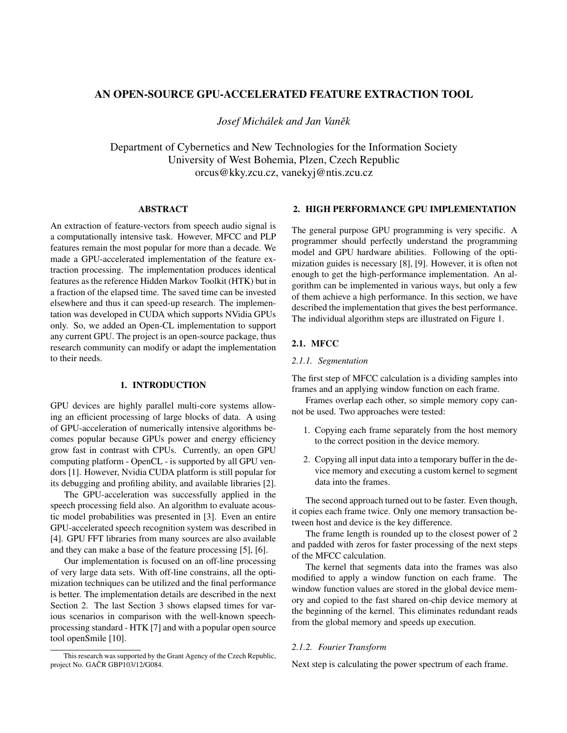# AN OPEN-SOURCE GPU-ACCELERATED FEATURE EXTRACTION TOOL

*Josef Michálek and Jan Vaněk*

Department of Cybernetics and New Technologies for the Information Society
University of West Bohemia, Plzen, Czech Republic
orcus@kky.zcu.cz, vanekyj@ntis.zcu.cz

## ABSTRACT

An extraction of feature-vectors from speech audio signal is a computationally intensive task. However, MFCC and PLP features remain the most popular for more than a decade. We made a GPU-accelerated implementation of the feature extraction processing. The implementation produces identical features as the reference Hidden Markov Toolkit (HTK) but in a fraction of the elapsed time. The saved time can be invested elsewhere and thus it can speed-up research. The implementation was developed in CUDA which supports NVidia GPUs only. So, we added an Open-CL implementation to support any current GPU. The project is an open-source package, thus research community can modify or adapt the implementation to their needs.

## 1. INTRODUCTION

GPU devices are highly parallel multi-core systems allowing an efficient processing of large blocks of data. A using of GPU-acceleration of numerically intensive algorithms becomes popular because GPUs power and energy efficiency grow fast in contrast with CPUs. Currently, an open GPU computing platform - OpenCL - is supported by all GPU vendors [1]. However, Nvidia CUDA platform is still popular for its debugging and profiling ability, and available libraries [2].

The GPU-acceleration was successfully applied in the speech processing field also. An algorithm to evaluate acoustic model probabilities was presented in [3]. Even an entire GPU-accelerated speech recognition system was described in [4]. GPU FFT libraries from many sources are also available and they can make a base of the feature processing [5], [6].

Our implementation is focused on an off-line processing of very large data sets. With off-line constrains, all the optimization techniques can be utilized and the final performance is better. The implementation details are described in the next Section 2. The last Section 3 shows elapsed times for various scenarios in comparison with the well-known speech-processing standard - HTK [7] and with a popular open source tool openSmile [10].

This research was supported by the Grant Agency of the Czech Republic, project No. GAČR GBP103/12/G084.

## 2. HIGH PERFORMANCE GPU IMPLEMENTATION

The general purpose GPU programming is very specific. A programmer should perfectly understand the programming model and GPU hardware abilities. Following of the optimization guides is necessary [8], [9]. However, it is often not enough to get the high-performance implementation. An algorithm can be implemented in various ways, but only a few of them achieve a high performance. In this section, we have described the implementation that gives the best performance. The individual algorithm steps are illustrated on Figure 1.

### 2.1. MFCC

#### *2.1.1. Segmentation*

The first step of MFCC calculation is a dividing samples into frames and an applying window function on each frame.

Frames overlap each other, so simple memory copy cannot be used. Two approaches were tested:

1. Copying each frame separately from the host memory to the correct position in the device memory.
2. Copying all input data into a temporary buffer in the device memory and executing a custom kernel to segment data into the frames.

The second approach turned out to be faster. Even though, it copies each frame twice. Only one memory transaction between host and device is the key difference.

The frame length is rounded up to the closest power of 2 and padded with zeros for faster processing of the next steps of the MFCC calculation.

The kernel that segments data into the frames was also modified to apply a window function on each frame. The window function values are stored in the global device memory and copied to the fast shared on-chip device memory at the beginning of the kernel. This eliminates redundant reads from the global memory and speeds up execution.

#### *2.1.2. Fourier Transform*

Next step is calculating the power spectrum of each frame.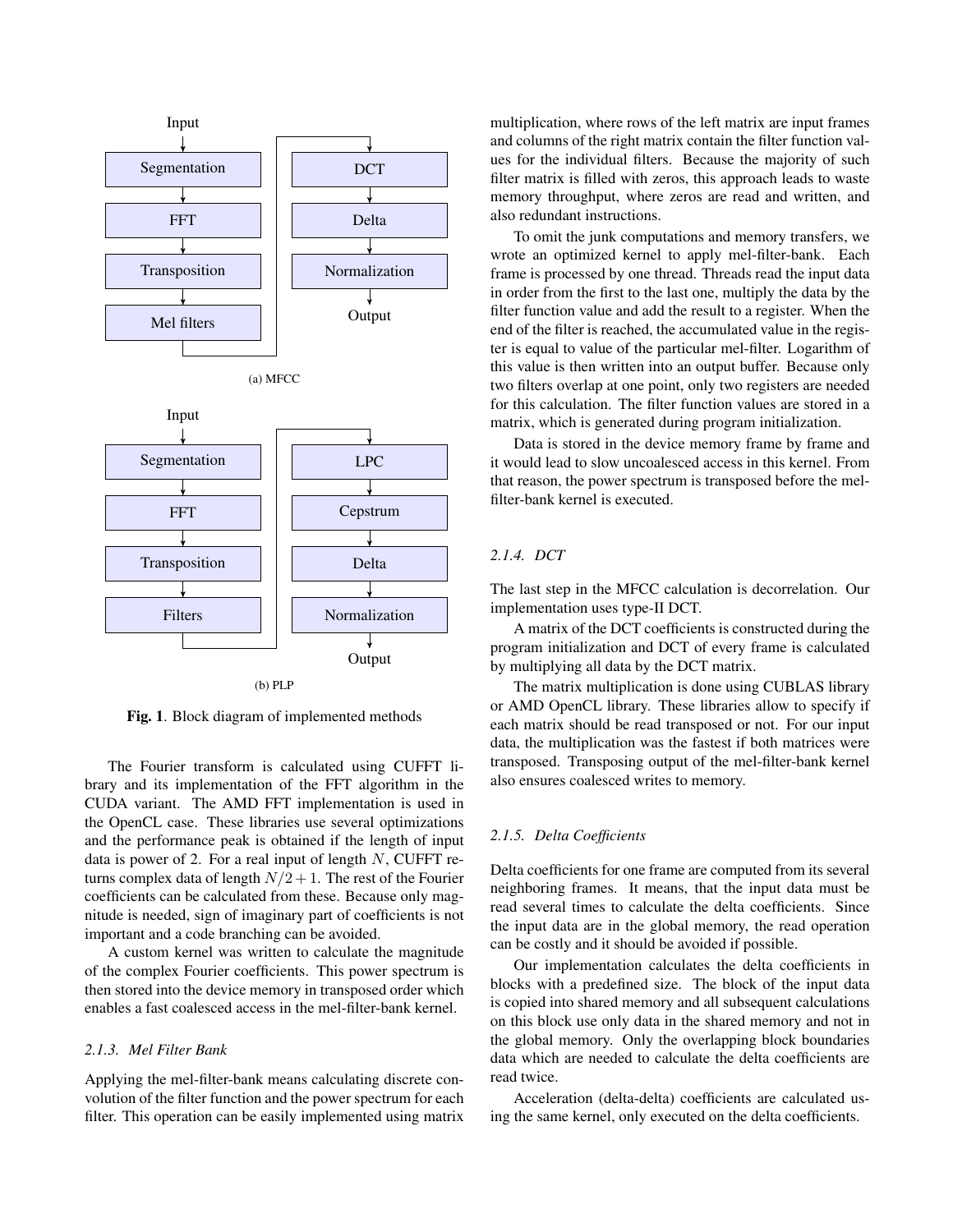Input

Segmentation

FFT

Transposition

Mel filters

DCT

Delta

Normalization

Output

(a) MFCC

Input

Segmentation

FFT

Transposition

Filters

LPC

Cepstrum

Delta

Normalization

Output

(b) PLP

**Fig. 1**. Block diagram of implemented methods

The Fourier transform is calculated using CUFFT library and its implementation of the FFT algorithm in the CUDA variant. The AMD FFT implementation is used in the OpenCL case. These libraries use several optimizations and the performance peak is obtained if the length of input data is power of 2. For a real input of length $N$, CUFFT returns complex data of length $N/2+1$. The rest of the Fourier coefficients can be calculated from these. Because only magnitude is needed, sign of imaginary part of coefficients is not important and a code branching can be avoided.

A custom kernel was written to calculate the magnitude of the complex Fourier coefficients. This power spectrum is then stored into the device memory in transposed order which enables a fast coalesced access in the mel-filter-bank kernel.

### 2.1.3. Mel Filter Bank

Applying the mel-filter-bank means calculating discrete convolution of the filter function and the power spectrum for each filter. This operation can be easily implemented using matrix multiplication, where rows of the left matrix are input frames and columns of the right matrix contain the filter function values for the individual filters. Because the majority of such filter matrix is filled with zeros, this approach leads to waste memory throughput, where zeros are read and written, and also redundant instructions.

To omit the junk computations and memory transfers, we wrote an optimized kernel to apply mel-filter-bank. Each frame is processed by one thread. Threads read the input data in order from the first to the last one, multiply the data by the filter function value and add the result to a register. When the end of the filter is reached, the accumulated value in the register is equal to value of the particular mel-filter. Logarithm of this value is then written into an output buffer. Because only two filters overlap at one point, only two registers are needed for this calculation. The filter function values are stored in a matrix, which is generated during program initialization.

Data is stored in the device memory frame by frame and it would lead to slow uncoalesced access in this kernel. From that reason, the power spectrum is transposed before the mel-filter-bank kernel is executed.

### 2.1.4. DCT

The last step in the MFCC calculation is decorrelation. Our implementation uses type-II DCT.

A matrix of the DCT coefficients is constructed during the program initialization and DCT of every frame is calculated by multiplying all data by the DCT matrix.

The matrix multiplication is done using CUBLAS library or AMD OpenCL library. These libraries allow to specify if each matrix should be read transposed or not. For our input data, the multiplication was the fastest if both matrices were transposed. Transposing output of the mel-filter-bank kernel also ensures coalesced writes to memory.

### 2.1.5. Delta Coefficients

Delta coefficients for one frame are computed from its several neighboring frames. It means, that the input data must be read several times to calculate the delta coefficients. Since the input data are in the global memory, the read operation can be costly and it should be avoided if possible.

Our implementation calculates the delta coefficients in blocks with a predefined size. The block of the input data is copied into shared memory and all subsequent calculations on this block use only data in the shared memory and not in the global memory. Only the overlapping block boundaries data which are needed to calculate the delta coefficients are read twice.

Acceleration (delta-delta) coefficients are calculated using the same kernel, only executed on the delta coefficients.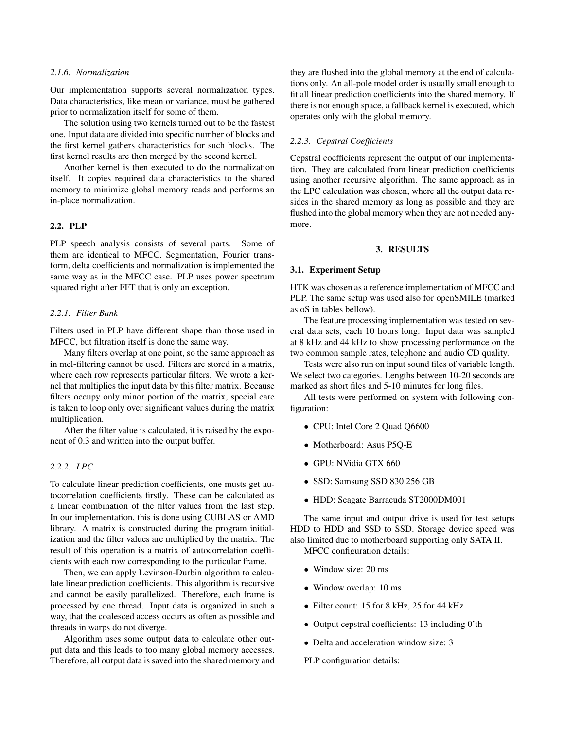#### 2.1.6. Normalization

Our implementation supports several normalization types. Data characteristics, like mean or variance, must be gathered prior to normalization itself for some of them.

The solution using two kernels turned out to be the fastest one. Input data are divided into specific number of blocks and the first kernel gathers characteristics for such blocks. The first kernel results are then merged by the second kernel.

Another kernel is then executed to do the normalization itself. It copies required data characteristics to the shared memory to minimize global memory reads and performs an in-place normalization.

### 2.2. PLP

PLP speech analysis consists of several parts. Some of them are identical to MFCC. Segmentation, Fourier transform, delta coefficients and normalization is implemented the same way as in the MFCC case. PLP uses power spectrum squared right after FFT that is only an exception.

#### 2.2.1. Filter Bank

Filters used in PLP have different shape than those used in MFCC, but filtration itself is done the same way.

Many filters overlap at one point, so the same approach as in mel-filtering cannot be used. Filters are stored in a matrix, where each row represents particular filters. We wrote a kernel that multiplies the input data by this filter matrix. Because filters occupy only minor portion of the matrix, special care is taken to loop only over significant values during the matrix multiplication.

After the filter value is calculated, it is raised by the exponent of 0.3 and written into the output buffer.

#### 2.2.2. LPC

To calculate linear prediction coefficients, one musts get autocorrelation coefficients firstly. These can be calculated as a linear combination of the filter values from the last step. In our implementation, this is done using CUBLAS or AMD library. A matrix is constructed during the program initialization and the filter values are multiplied by the matrix. The result of this operation is a matrix of autocorrelation coefficients with each row corresponding to the particular frame.

Then, we can apply Levinson-Durbin algorithm to calculate linear prediction coefficients. This algorithm is recursive and cannot be easily parallelized. Therefore, each frame is processed by one thread. Input data is organized in such a way, that the coalesced access occurs as often as possible and threads in warps do not diverge.

Algorithm uses some output data to calculate other output data and this leads to too many global memory accesses. Therefore, all output data is saved into the shared memory and they are flushed into the global memory at the end of calculations only. An all-pole model order is usually small enough to fit all linear prediction coefficients into the shared memory. If there is not enough space, a fallback kernel is executed, which operates only with the global memory.

#### 2.2.3. Cepstral Coefficients

Cepstral coefficients represent the output of our implementation. They are calculated from linear prediction coefficients using another recursive algorithm. The same approach as in the LPC calculation was chosen, where all the output data resides in the shared memory as long as possible and they are flushed into the global memory when they are not needed anymore.

## 3. RESULTS

### 3.1. Experiment Setup

HTK was chosen as a reference implementation of MFCC and PLP. The same setup was used also for openSMILE (marked as oS in tables bellow).

The feature processing implementation was tested on several data sets, each 10 hours long. Input data was sampled at 8 kHz and 44 kHz to show processing performance on the two common sample rates, telephone and audio CD quality.

Tests were also run on input sound files of variable length. We select two categories. Lengths between 10-20 seconds are marked as short files and 5-10 minutes for long files.

All tests were performed on system with following configuration:

- CPU: Intel Core 2 Quad Q6600
- Motherboard: Asus P5Q-E
- GPU: NVidia GTX 660
- SSD: Samsung SSD 830 256 GB
- HDD: Seagate Barracuda ST2000DM001

The same input and output drive is used for test setups HDD to HDD and SSD to SSD. Storage device speed was also limited due to motherboard supporting only SATA II.

MFCC configuration details:

- Window size: 20 ms
- Window overlap: 10 ms
- Filter count: 15 for 8 kHz, 25 for 44 kHz
- Output cepstral coefficients: 13 including 0'th
- Delta and acceleration window size: 3

PLP configuration details: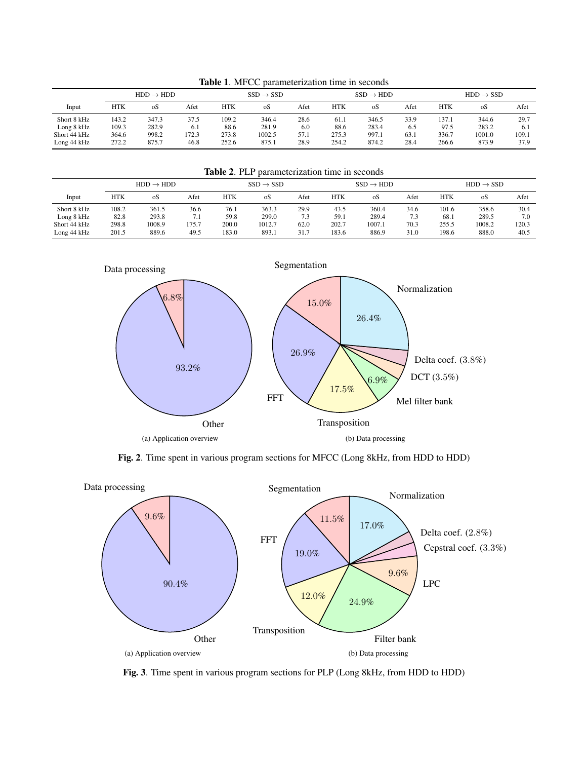**Table 1**. MFCC parameterization time in seconds

| Input | HDD → HDD | | | SSD → SSD | | | SSD → HDD | | | HDD → SSD | | |
|---|---|---|---|---|---|---|---|---|---|---|---|---|
| | HTK | oS | Afet | HTK | oS | Afet | HTK | oS | Afet | HTK | oS | Afet |
| Short 8 kHz | 143.2 | 347.3 | 37.5 | 109.2 | 346.4 | 28.6 | 61.1 | 346.5 | 33.9 | 137.1 | 344.6 | 29.7 |
| Long 8 kHz | 109.3 | 282.9 | 6.1 | 88.6 | 281.9 | 6.0 | 88.6 | 283.4 | 6.5 | 97.5 | 283.2 | 6.1 |
| Short 44 kHz | 364.6 | 998.2 | 172.3 | 273.8 | 1002.5 | 57.1 | 275.3 | 997.1 | 63.1 | 336.7 | 1001.0 | 109.1 |
| Long 44 kHz | 272.2 | 875.7 | 46.8 | 252.6 | 875.1 | 28.9 | 254.2 | 874.2 | 28.4 | 266.6 | 873.9 | 37.9 |

**Table 2**. PLP parameterization time in seconds

| Input | HDD → HDD | | | SSD → SSD | | | SSD → HDD | | | HDD → SSD | | |
|---|---|---|---|---|---|---|---|---|---|---|---|---|
| | HTK | oS | Afet | HTK | oS | Afet | HTK | oS | Afet | HTK | oS | Afet |
| Short 8 kHz | 108.2 | 361.5 | 36.6 | 76.1 | 363.3 | 29.9 | 43.5 | 360.4 | 34.6 | 101.6 | 358.6 | 30.4 |
| Long 8 kHz | 82.8 | 293.8 | 7.1 | 59.8 | 299.0 | 7.3 | 59.1 | 289.4 | 7.3 | 68.1 | 289.5 | 7.0 |
| Short 44 kHz | 298.8 | 1008.9 | 175.7 | 200.0 | 1012.7 | 62.0 | 202.7 | 1007.1 | 70.3 | 255.5 | 1008.2 | 120.3 |
| Long 44 kHz | 201.5 | 889.6 | 49.5 | 183.0 | 893.1 | 31.7 | 183.6 | 886.9 | 31.0 | 198.6 | 888.0 | 40.5 |

(a) Application overview

(b) Data processing

**Fig. 2**. Time spent in various program sections for MFCC (Long 8kHz, from HDD to HDD)

(a) Application overview

(b) Data processing

**Fig. 3**. Time spent in various program sections for PLP (Long 8kHz, from HDD to HDD)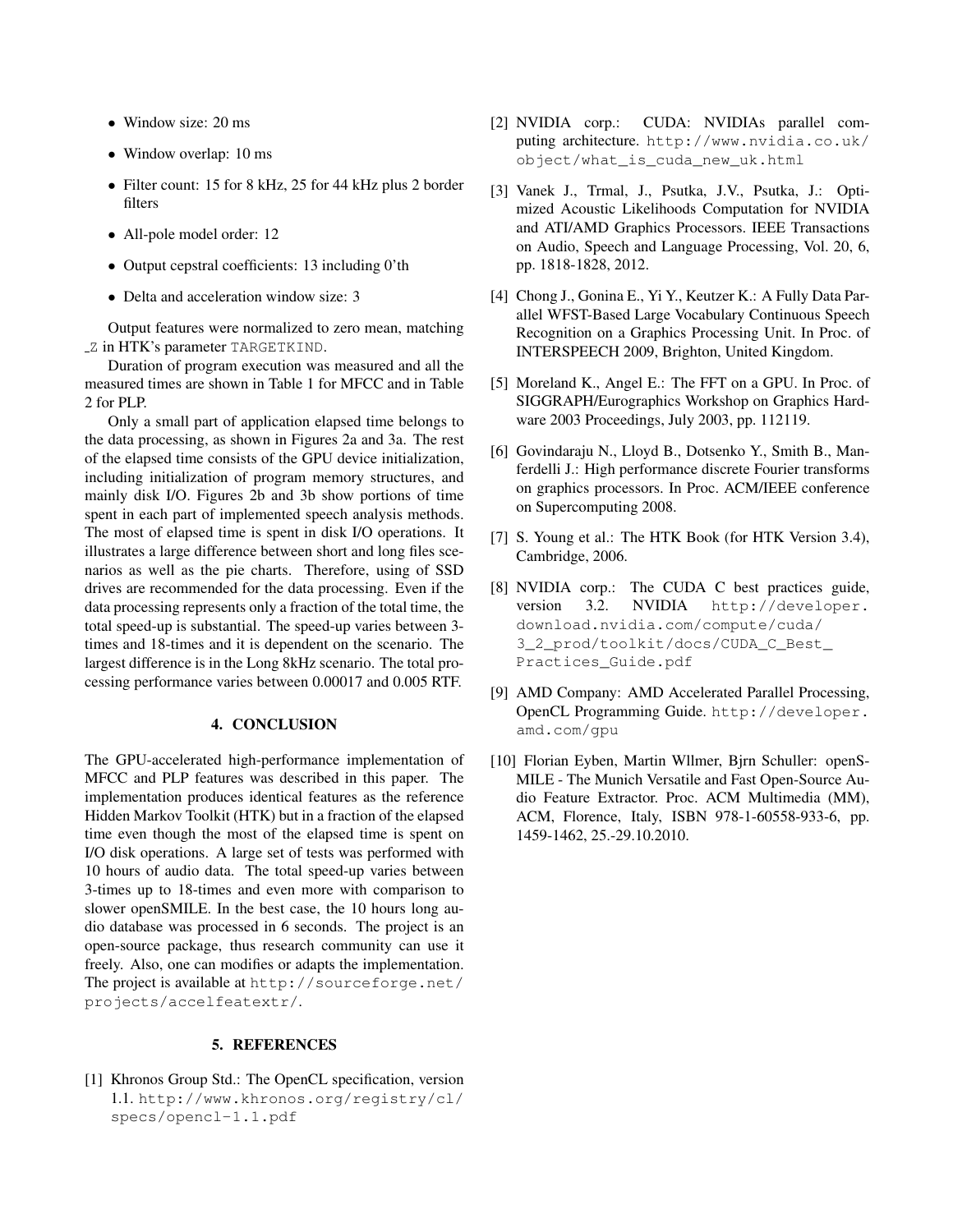- Window size: 20 ms
- Window overlap: 10 ms
- Filter count: 15 for 8 kHz, 25 for 44 kHz plus 2 border filters
- All-pole model order: 12
- Output cepstral coefficients: 13 including 0'th
- Delta and acceleration window size: 3

Output features were normalized to zero mean, matching _Z in HTK's parameter TARGETKIND.

Duration of program execution was measured and all the measured times are shown in Table 1 for MFCC and in Table 2 for PLP.

Only a small part of application elapsed time belongs to the data processing, as shown in Figures 2a and 3a. The rest of the elapsed time consists of the GPU device initialization, including initialization of program memory structures, and mainly disk I/O. Figures 2b and 3b show portions of time spent in each part of implemented speech analysis methods. The most of elapsed time is spent in disk I/O operations. It illustrates a large difference between short and long files scenarios as well as the pie charts. Therefore, using of SSD drives are recommended for the data processing. Even if the data processing represents only a fraction of the total time, the total speed-up is substantial. The speed-up varies between 3-times and 18-times and it is dependent on the scenario. The largest difference is in the Long 8kHz scenario. The total processing performance varies between 0.00017 and 0.005 RTF.

## 4. CONCLUSION

The GPU-accelerated high-performance implementation of MFCC and PLP features was described in this paper. The implementation produces identical features as the reference Hidden Markov Toolkit (HTK) but in a fraction of the elapsed time even though the most of the elapsed time is spent on I/O disk operations. A large set of tests was performed with 10 hours of audio data. The total speed-up varies between 3-times up to 18-times and even more with comparison to slower openSMILE. In the best case, the 10 hours long audio database was processed in 6 seconds. The project is an open-source package, thus research community can use it freely. Also, one can modifies or adapts the implementation. The project is available at http://sourceforge.net/projects/accelfeatextr/.

## 5. REFERENCES

[1] Khronos Group Std.: The OpenCL specification, version 1.1. http://www.khronos.org/registry/cl/specs/opencl-1.1.pdf

[2] NVIDIA corp.: CUDA: NVIDIAs parallel computing architecture. http://www.nvidia.co.uk/object/what_is_cuda_new_uk.html

[3] Vanek J., Trmal, J., Psutka, J.V., Psutka, J.: Optimized Acoustic Likelihoods Computation for NVIDIA and ATI/AMD Graphics Processors. IEEE Transactions on Audio, Speech and Language Processing, Vol. 20, 6, pp. 1818-1828, 2012.

[4] Chong J., Gonina E., Yi Y., Keutzer K.: A Fully Data Parallel WFST-Based Large Vocabulary Continuous Speech Recognition on a Graphics Processing Unit. In Proc. of INTERSPEECH 2009, Brighton, United Kingdom.

[5] Moreland K., Angel E.: The FFT on a GPU. In Proc. of SIGGRAPH/Eurographics Workshop on Graphics Hardware 2003 Proceedings, July 2003, pp. 112119.

[6] Govindaraju N., Lloyd B., Dotsenko Y., Smith B., Manferdelli J.: High performance discrete Fourier transforms on graphics processors. In Proc. ACM/IEEE conference on Supercomputing 2008.

[7] S. Young et al.: The HTK Book (for HTK Version 3.4), Cambridge, 2006.

[8] NVIDIA corp.: The CUDA C best practices guide, version 3.2. NVIDIA http://developer.download.nvidia.com/compute/cuda/3_2_prod/toolkit/docs/CUDA_C_Best_Practices_Guide.pdf

[9] AMD Company: AMD Accelerated Parallel Processing, OpenCL Programming Guide. http://developer.amd.com/gpu

[10] Florian Eyben, Martin Wllmer, Bjrn Schuller: openSMILE - The Munich Versatile and Fast Open-Source Audio Feature Extractor. Proc. ACM Multimedia (MM), ACM, Florence, Italy, ISBN 978-1-60558-933-6, pp. 1459-1462, 25.-29.10.2010.